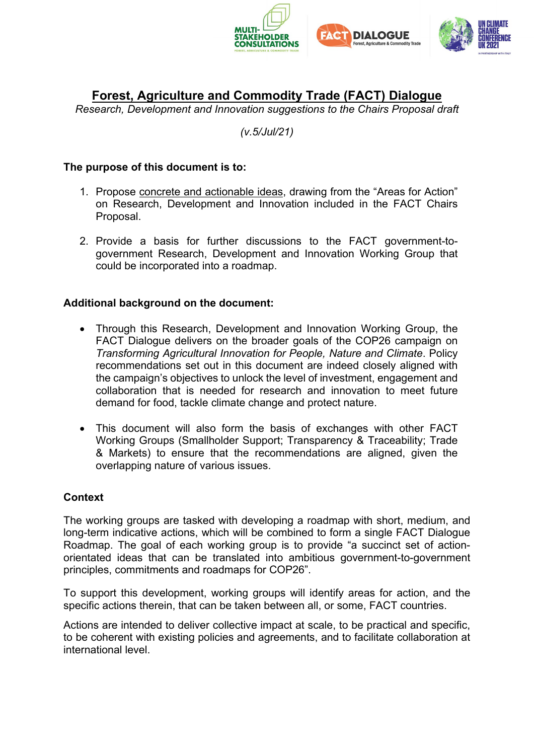# Forest, Agriculture and Commodity Trade (FACT) Dialogue

*Research, Development and Innovation suggestions to the Chairs Proposal draft*

*(v.5/Jul/21)*

**The purpose of this document is to:**

1. Propose concrete and actionable ideas, drawing from the "Areas for Action" on Research, Development and Innovation included in the FACT Chairs Proposal.

2. Provide a basis for further discussions to the FACT government-to-government Research, Development and Innovation Working Group that could be incorporated into a roadmap.

**Additional background on the document:**

- Through this Research, Development and Innovation Working Group, the FACT Dialogue delivers on the broader goals of the COP26 campaign on *Transforming Agricultural Innovation for People, Nature and Climate*. Policy recommendations set out in this document are indeed closely aligned with the campaign's objectives to unlock the level of investment, engagement and collaboration that is needed for research and innovation to meet future demand for food, tackle climate change and protect nature.

- This document will also form the basis of exchanges with other FACT Working Groups (Smallholder Support; Transparency & Traceability; Trade & Markets) to ensure that the recommendations are aligned, given the overlapping nature of various issues.

**Context**

The working groups are tasked with developing a roadmap with short, medium, and long-term indicative actions, which will be combined to form a single FACT Dialogue Roadmap. The goal of each working group is to provide "a succinct set of action-orientated ideas that can be translated into ambitious government-to-government principles, commitments and roadmaps for COP26".

To support this development, working groups will identify areas for action, and the specific actions therein, that can be taken between all, or some, FACT countries.

Actions are intended to deliver collective impact at scale, to be practical and specific, to be coherent with existing policies and agreements, and to facilitate collaboration at international level.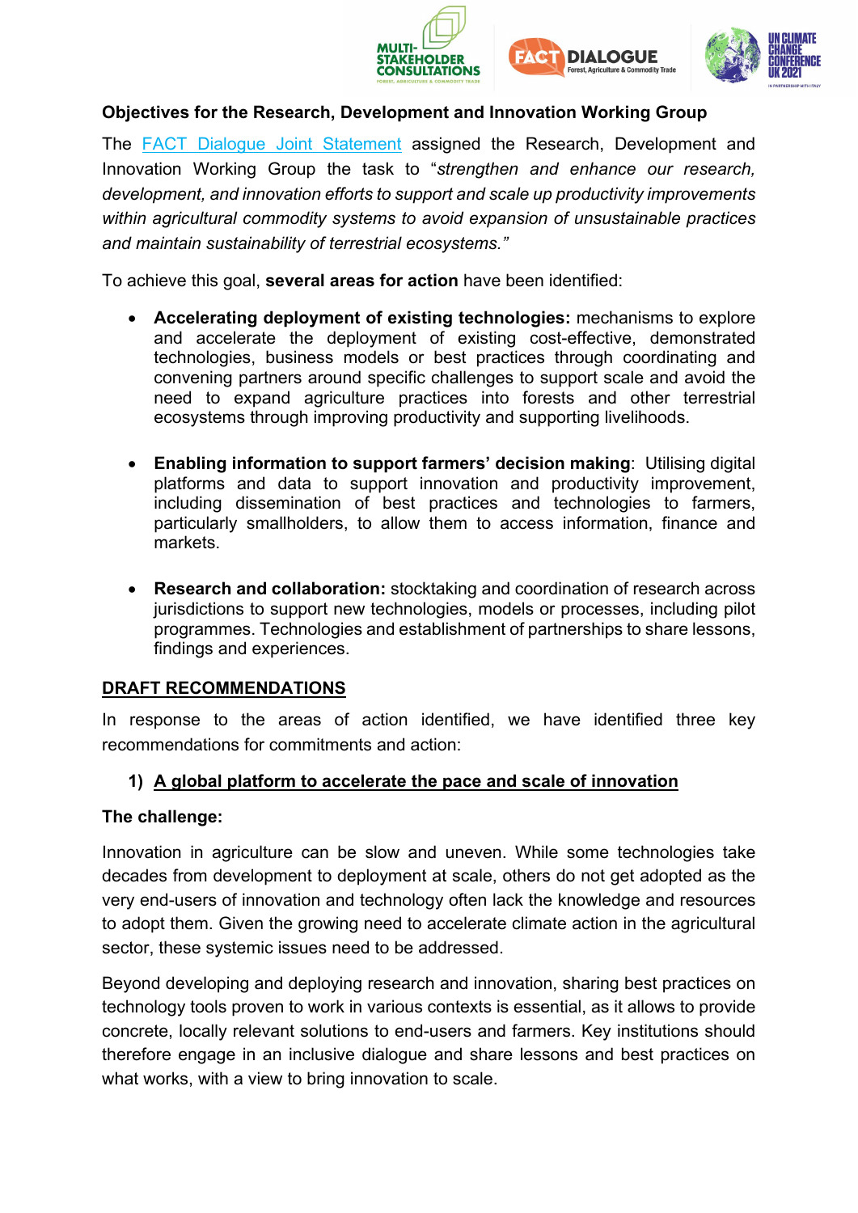**Objectives for the Research, Development and Innovation Working Group**

The FACT Dialogue Joint Statement assigned the Research, Development and Innovation Working Group the task to "*strengthen and enhance our research, development, and innovation efforts to support and scale up productivity improvements within agricultural commodity systems to avoid expansion of unsustainable practices and maintain sustainability of terrestrial ecosystems.*"

To achieve this goal, **several areas for action** have been identified:

- **Accelerating deployment of existing technologies:** mechanisms to explore and accelerate the deployment of existing cost-effective, demonstrated technologies, business models or best practices through coordinating and convening partners around specific challenges to support scale and avoid the need to expand agriculture practices into forests and other terrestrial ecosystems through improving productivity and supporting livelihoods.

- **Enabling information to support farmers' decision making**: Utilising digital platforms and data to support innovation and productivity improvement, including dissemination of best practices and technologies to farmers, particularly smallholders, to allow them to access information, finance and markets.

- **Research and collaboration:** stocktaking and coordination of research across jurisdictions to support new technologies, models or processes, including pilot programmes. Technologies and establishment of partnerships to share lessons, findings and experiences.

## DRAFT RECOMMENDATIONS

In response to the areas of action identified, we have identified three key recommendations for commitments and action:

### 1) A global platform to accelerate the pace and scale of innovation

**The challenge:**

Innovation in agriculture can be slow and uneven. While some technologies take decades from development to deployment at scale, others do not get adopted as the very end-users of innovation and technology often lack the knowledge and resources to adopt them. Given the growing need to accelerate climate action in the agricultural sector, these systemic issues need to be addressed.

Beyond developing and deploying research and innovation, sharing best practices on technology tools proven to work in various contexts is essential, as it allows to provide concrete, locally relevant solutions to end-users and farmers. Key institutions should therefore engage in an inclusive dialogue and share lessons and best practices on what works, with a view to bring innovation to scale.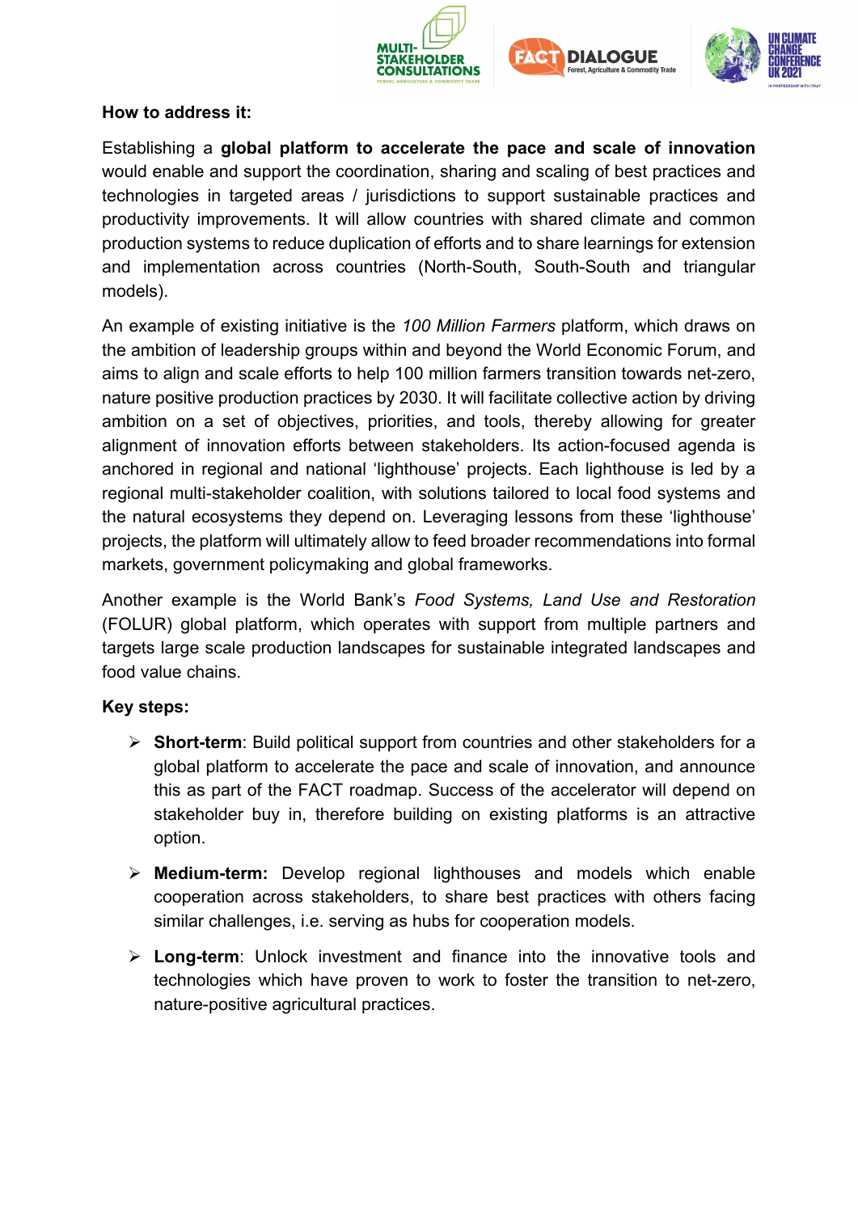**How to address it:**

Establishing a **global platform to accelerate the pace and scale of innovation** would enable and support the coordination, sharing and scaling of best practices and technologies in targeted areas / jurisdictions to support sustainable practices and productivity improvements. It will allow countries with shared climate and common production systems to reduce duplication of efforts and to share learnings for extension and implementation across countries (North-South, South-South and triangular models).

An example of existing initiative is the *100 Million Farmers* platform, which draws on the ambition of leadership groups within and beyond the World Economic Forum, and aims to align and scale efforts to help 100 million farmers transition towards net-zero, nature positive production practices by 2030. It will facilitate collective action by driving ambition on a set of objectives, priorities, and tools, thereby allowing for greater alignment of innovation efforts between stakeholders. Its action-focused agenda is anchored in regional and national 'lighthouse' projects. Each lighthouse is led by a regional multi-stakeholder coalition, with solutions tailored to local food systems and the natural ecosystems they depend on. Leveraging lessons from these 'lighthouse' projects, the platform will ultimately allow to feed broader recommendations into formal markets, government policymaking and global frameworks.

Another example is the World Bank's *Food Systems, Land Use and Restoration* (FOLUR) global platform, which operates with support from multiple partners and targets large scale production landscapes for sustainable integrated landscapes and food value chains.

**Key steps:**

- **Short-term**: Build political support from countries and other stakeholders for a global platform to accelerate the pace and scale of innovation, and announce this as part of the FACT roadmap. Success of the accelerator will depend on stakeholder buy in, therefore building on existing platforms is an attractive option.
- **Medium-term:** Develop regional lighthouses and models which enable cooperation across stakeholders, to share best practices with others facing similar challenges, i.e. serving as hubs for cooperation models.
- **Long-term**: Unlock investment and finance into the innovative tools and technologies which have proven to work to foster the transition to net-zero, nature-positive agricultural practices.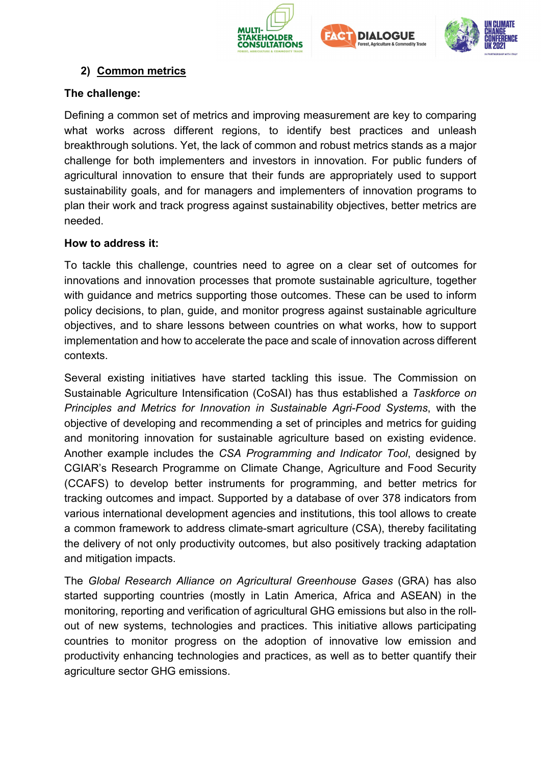## 2) Common metrics

**The challenge:**

Defining a common set of metrics and improving measurement are key to comparing what works across different regions, to identify best practices and unleash breakthrough solutions. Yet, the lack of common and robust metrics stands as a major challenge for both implementers and investors in innovation. For public funders of agricultural innovation to ensure that their funds are appropriately used to support sustainability goals, and for managers and implementers of innovation programs to plan their work and track progress against sustainability objectives, better metrics are needed.

**How to address it:**

To tackle this challenge, countries need to agree on a clear set of outcomes for innovations and innovation processes that promote sustainable agriculture, together with guidance and metrics supporting those outcomes. These can be used to inform policy decisions, to plan, guide, and monitor progress against sustainable agriculture objectives, and to share lessons between countries on what works, how to support implementation and how to accelerate the pace and scale of innovation across different contexts.

Several existing initiatives have started tackling this issue. The Commission on Sustainable Agriculture Intensification (CoSAI) has thus established a *Taskforce on Principles and Metrics for Innovation in Sustainable Agri-Food Systems*, with the objective of developing and recommending a set of principles and metrics for guiding and monitoring innovation for sustainable agriculture based on existing evidence. Another example includes the *CSA Programming and Indicator Tool*, designed by CGIAR's Research Programme on Climate Change, Agriculture and Food Security (CCAFS) to develop better instruments for programming, and better metrics for tracking outcomes and impact. Supported by a database of over 378 indicators from various international development agencies and institutions, this tool allows to create a common framework to address climate-smart agriculture (CSA), thereby facilitating the delivery of not only productivity outcomes, but also positively tracking adaptation and mitigation impacts.

The *Global Research Alliance on Agricultural Greenhouse Gases* (GRA) has also started supporting countries (mostly in Latin America, Africa and ASEAN) in the monitoring, reporting and verification of agricultural GHG emissions but also in the roll-out of new systems, technologies and practices. This initiative allows participating countries to monitor progress on the adoption of innovative low emission and productivity enhancing technologies and practices, as well as to better quantify their agriculture sector GHG emissions.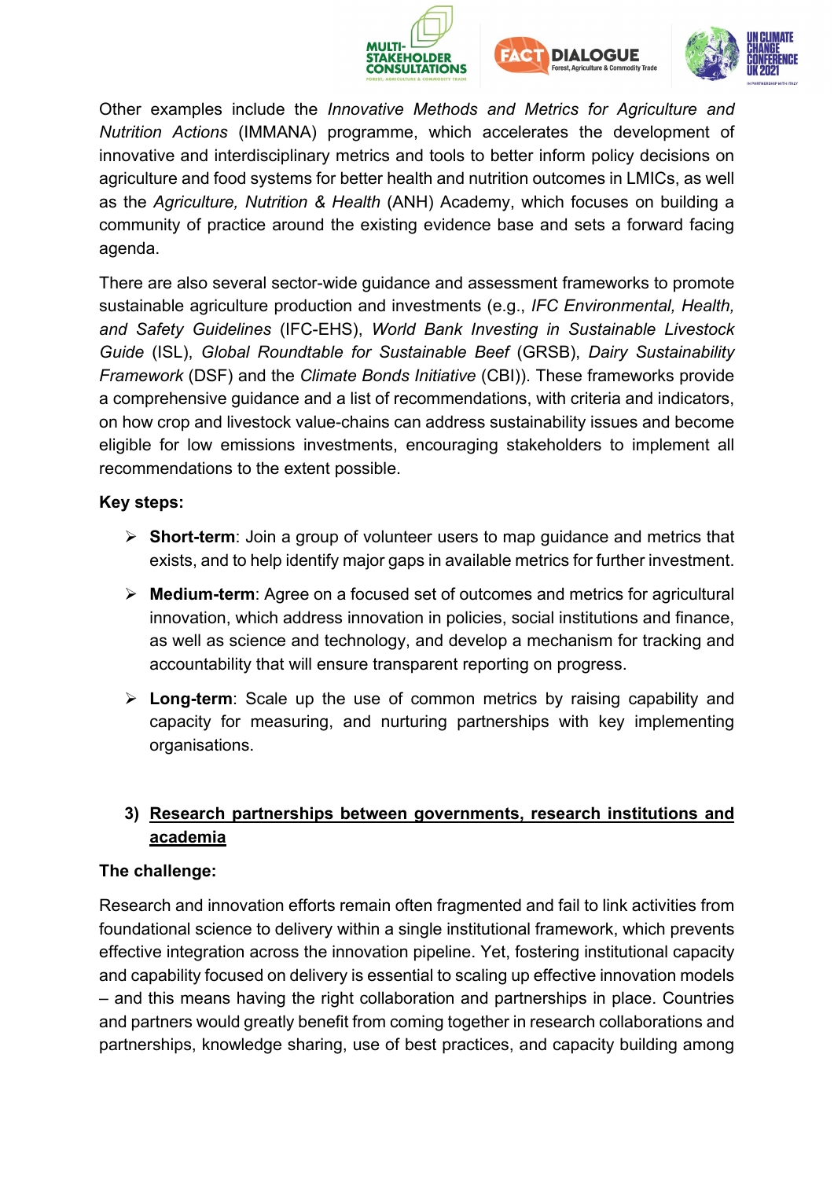Other examples include the *Innovative Methods and Metrics for Agriculture and Nutrition Actions* (IMMANA) programme, which accelerates the development of innovative and interdisciplinary metrics and tools to better inform policy decisions on agriculture and food systems for better health and nutrition outcomes in LMICs, as well as the *Agriculture, Nutrition & Health* (ANH) Academy, which focuses on building a community of practice around the existing evidence base and sets a forward facing agenda.

There are also several sector-wide guidance and assessment frameworks to promote sustainable agriculture production and investments (e.g., *IFC Environmental, Health, and Safety Guidelines* (IFC-EHS), *World Bank Investing in Sustainable Livestock Guide* (ISL), *Global Roundtable for Sustainable Beef* (GRSB), *Dairy Sustainability Framework* (DSF) and the *Climate Bonds Initiative* (CBI)). These frameworks provide a comprehensive guidance and a list of recommendations, with criteria and indicators, on how crop and livestock value-chains can address sustainability issues and become eligible for low emissions investments, encouraging stakeholders to implement all recommendations to the extent possible.

**Key steps:**

- **Short-term**: Join a group of volunteer users to map guidance and metrics that exists, and to help identify major gaps in available metrics for further investment.
- **Medium-term**: Agree on a focused set of outcomes and metrics for agricultural innovation, which address innovation in policies, social institutions and finance, as well as science and technology, and develop a mechanism for tracking and accountability that will ensure transparent reporting on progress.
- **Long-term**: Scale up the use of common metrics by raising capability and capacity for measuring, and nurturing partnerships with key implementing organisations.

### 3) Research partnerships between governments, research institutions and academia

**The challenge:**

Research and innovation efforts remain often fragmented and fail to link activities from foundational science to delivery within a single institutional framework, which prevents effective integration across the innovation pipeline. Yet, fostering institutional capacity and capability focused on delivery is essential to scaling up effective innovation models – and this means having the right collaboration and partnerships in place. Countries and partners would greatly benefit from coming together in research collaborations and partnerships, knowledge sharing, use of best practices, and capacity building among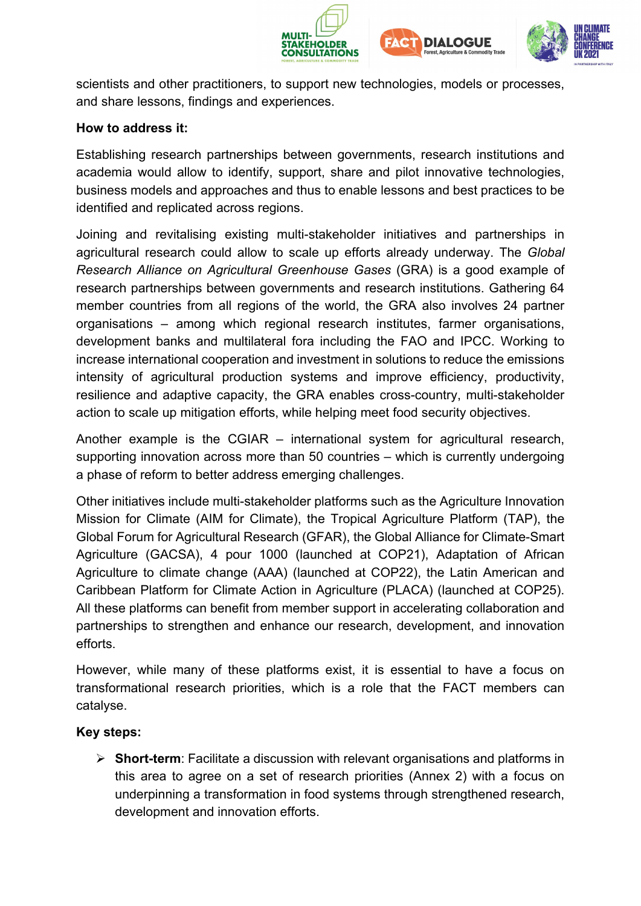scientists and other practitioners, to support new technologies, models or processes, and share lessons, findings and experiences.

**How to address it:**

Establishing research partnerships between governments, research institutions and academia would allow to identify, support, share and pilot innovative technologies, business models and approaches and thus to enable lessons and best practices to be identified and replicated across regions.

Joining and revitalising existing multi-stakeholder initiatives and partnerships in agricultural research could allow to scale up efforts already underway. The *Global Research Alliance on Agricultural Greenhouse Gases* (GRA) is a good example of research partnerships between governments and research institutions. Gathering 64 member countries from all regions of the world, the GRA also involves 24 partner organisations – among which regional research institutes, farmer organisations, development banks and multilateral fora including the FAO and IPCC. Working to increase international cooperation and investment in solutions to reduce the emissions intensity of agricultural production systems and improve efficiency, productivity, resilience and adaptive capacity, the GRA enables cross-country, multi-stakeholder action to scale up mitigation efforts, while helping meet food security objectives.

Another example is the CGIAR – international system for agricultural research, supporting innovation across more than 50 countries – which is currently undergoing a phase of reform to better address emerging challenges.

Other initiatives include multi-stakeholder platforms such as the Agriculture Innovation Mission for Climate (AIM for Climate), the Tropical Agriculture Platform (TAP), the Global Forum for Agricultural Research (GFAR), the Global Alliance for Climate-Smart Agriculture (GACSA), 4 pour 1000 (launched at COP21), Adaptation of African Agriculture to climate change (AAA) (launched at COP22), the Latin American and Caribbean Platform for Climate Action in Agriculture (PLACA) (launched at COP25). All these platforms can benefit from member support in accelerating collaboration and partnerships to strengthen and enhance our research, development, and innovation efforts.

However, while many of these platforms exist, it is essential to have a focus on transformational research priorities, which is a role that the FACT members can catalyse.

**Key steps:**

- **Short-term**: Facilitate a discussion with relevant organisations and platforms in this area to agree on a set of research priorities (Annex 2) with a focus on underpinning a transformation in food systems through strengthened research, development and innovation efforts.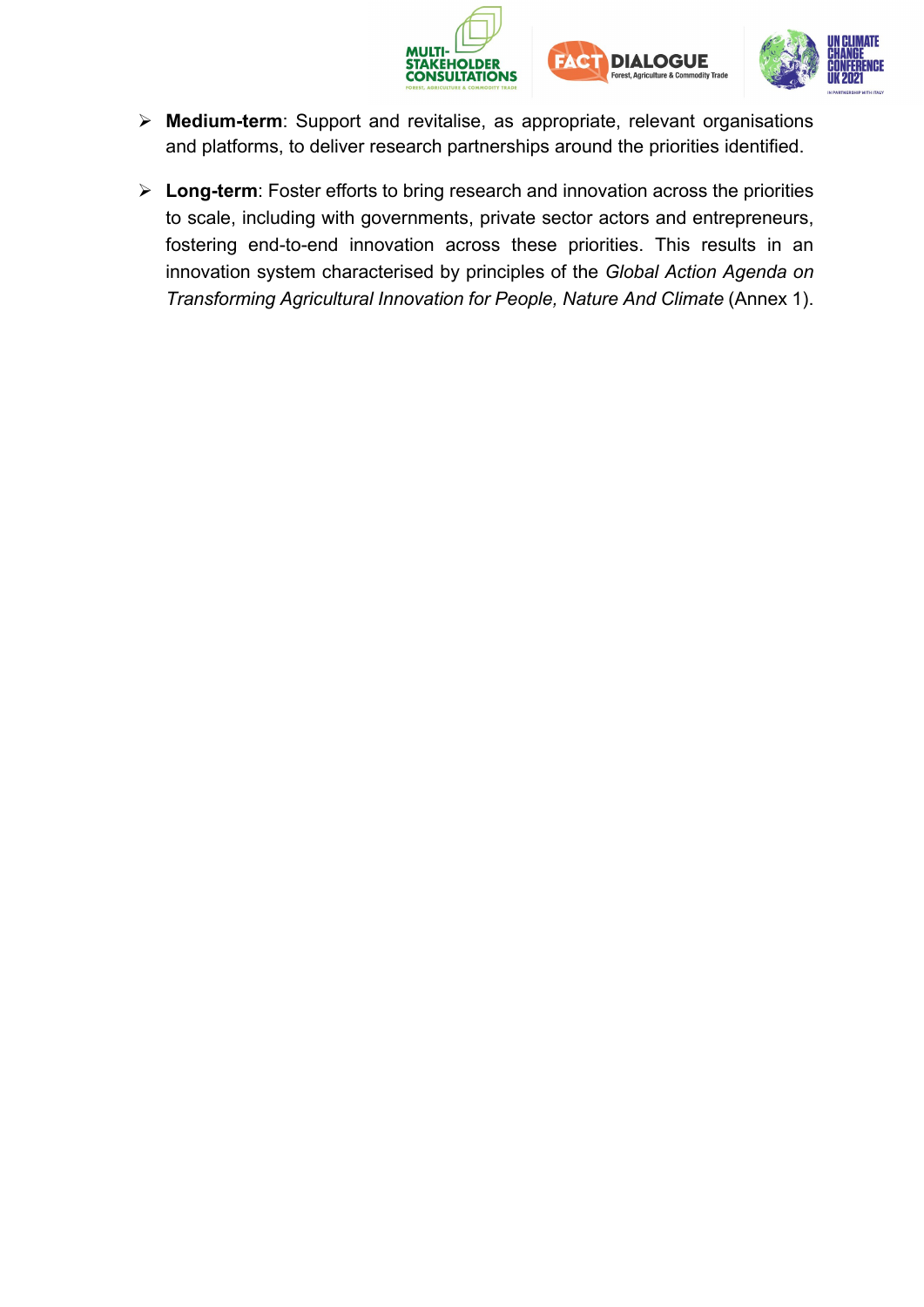- **Medium-term**: Support and revitalise, as appropriate, relevant organisations and platforms, to deliver research partnerships around the priorities identified.
- **Long-term**: Foster efforts to bring research and innovation across the priorities to scale, including with governments, private sector actors and entrepreneurs, fostering end-to-end innovation across these priorities. This results in an innovation system characterised by principles of the *Global Action Agenda on Transforming Agricultural Innovation for People, Nature And Climate* (Annex 1).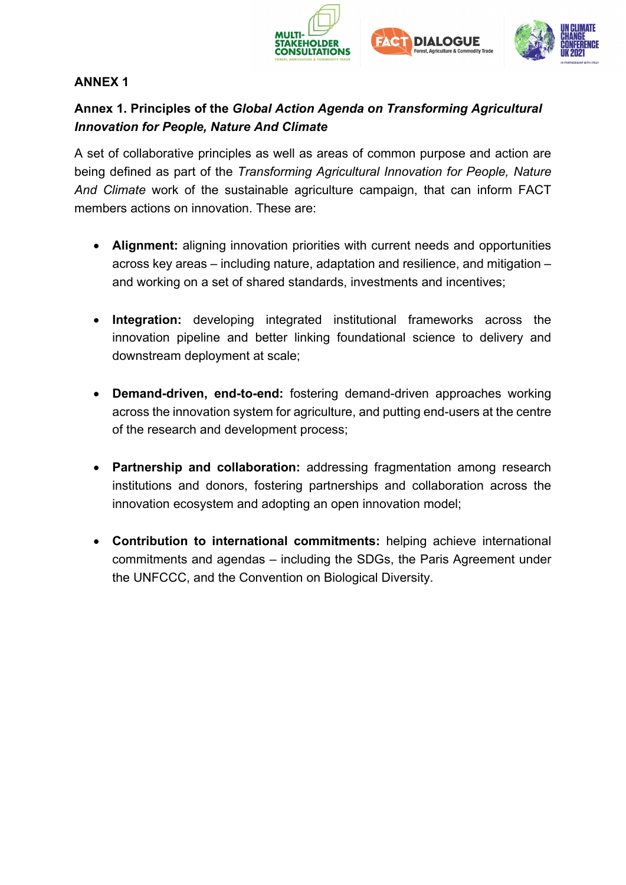# ANNEX 1

## Annex 1. Principles of the *Global Action Agenda on Transforming Agricultural Innovation for People, Nature And Climate*

A set of collaborative principles as well as areas of common purpose and action are being defined as part of the *Transforming Agricultural Innovation for People, Nature And Climate* work of the sustainable agriculture campaign, that can inform FACT members actions on innovation. These are:

- **Alignment:** aligning innovation priorities with current needs and opportunities across key areas – including nature, adaptation and resilience, and mitigation – and working on a set of shared standards, investments and incentives;

- **Integration:** developing integrated institutional frameworks across the innovation pipeline and better linking foundational science to delivery and downstream deployment at scale;

- **Demand-driven, end-to-end:** fostering demand-driven approaches working across the innovation system for agriculture, and putting end-users at the centre of the research and development process;

- **Partnership and collaboration:** addressing fragmentation among research institutions and donors, fostering partnerships and collaboration across the innovation ecosystem and adopting an open innovation model;

- **Contribution to international commitments:** helping achieve international commitments and agendas – including the SDGs, the Paris Agreement under the UNFCCC, and the Convention on Biological Diversity.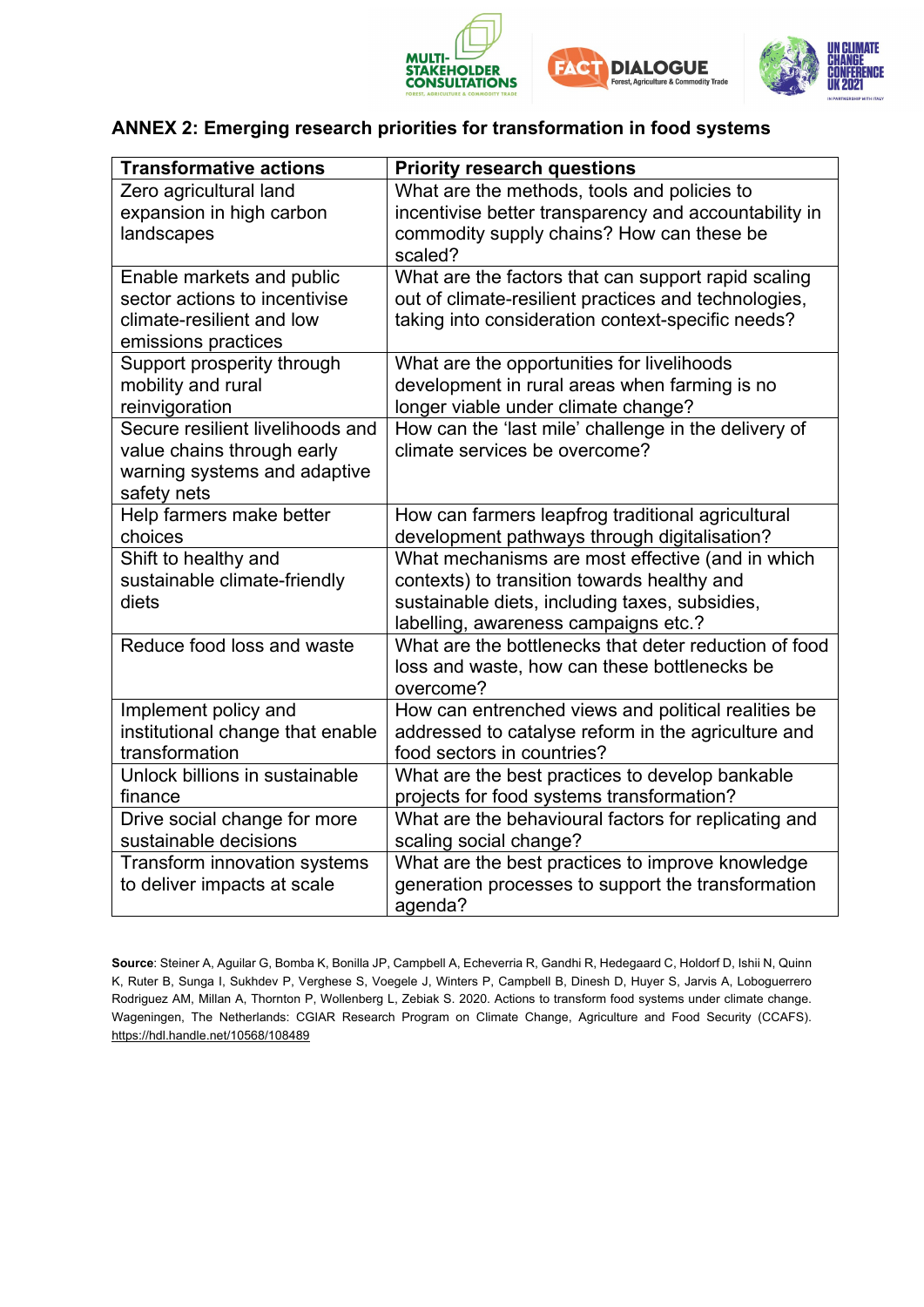## ANNEX 2: Emerging research priorities for transformation in food systems

| Transformative actions | Priority research questions |
|---|---|
| Zero agricultural land expansion in high carbon landscapes | What are the methods, tools and policies to incentivise better transparency and accountability in commodity supply chains? How can these be scaled? |
| Enable markets and public sector actions to incentivise climate-resilient and low emissions practices | What are the factors that can support rapid scaling out of climate-resilient practices and technologies, taking into consideration context-specific needs? |
| Support prosperity through mobility and rural reinvigoration | What are the opportunities for livelihoods development in rural areas when farming is no longer viable under climate change? |
| Secure resilient livelihoods and value chains through early warning systems and adaptive safety nets | How can the 'last mile' challenge in the delivery of climate services be overcome? |
| Help farmers make better choices | How can farmers leapfrog traditional agricultural development pathways through digitalisation? |
| Shift to healthy and sustainable climate-friendly diets | What mechanisms are most effective (and in which contexts) to transition towards healthy and sustainable diets, including taxes, subsidies, labelling, awareness campaigns etc.? |
| Reduce food loss and waste | What are the bottlenecks that deter reduction of food loss and waste, how can these bottlenecks be overcome? |
| Implement policy and institutional change that enable transformation | How can entrenched views and political realities be addressed to catalyse reform in the agriculture and food sectors in countries? |
| Unlock billions in sustainable finance | What are the best practices to develop bankable projects for food systems transformation? |
| Drive social change for more sustainable decisions | What are the behavioural factors for replicating and scaling social change? |
| Transform innovation systems to deliver impacts at scale | What are the best practices to improve knowledge generation processes to support the transformation agenda? |

**Source**: Steiner A, Aguilar G, Bomba K, Bonilla JP, Campbell A, Echeverria R, Gandhi R, Hedegaard C, Holdorf D, Ishii N, Quinn K, Ruter B, Sunga I, Sukhdev P, Verghese S, Voegele J, Winters P, Campbell B, Dinesh D, Huyer S, Jarvis A, Loboguerrero Rodriguez AM, Millan A, Thornton P, Wollenberg L, Zebiak S. 2020. Actions to transform food systems under climate change. Wageningen, The Netherlands: CGIAR Research Program on Climate Change, Agriculture and Food Security (CCAFS). https://hdl.handle.net/10568/108489